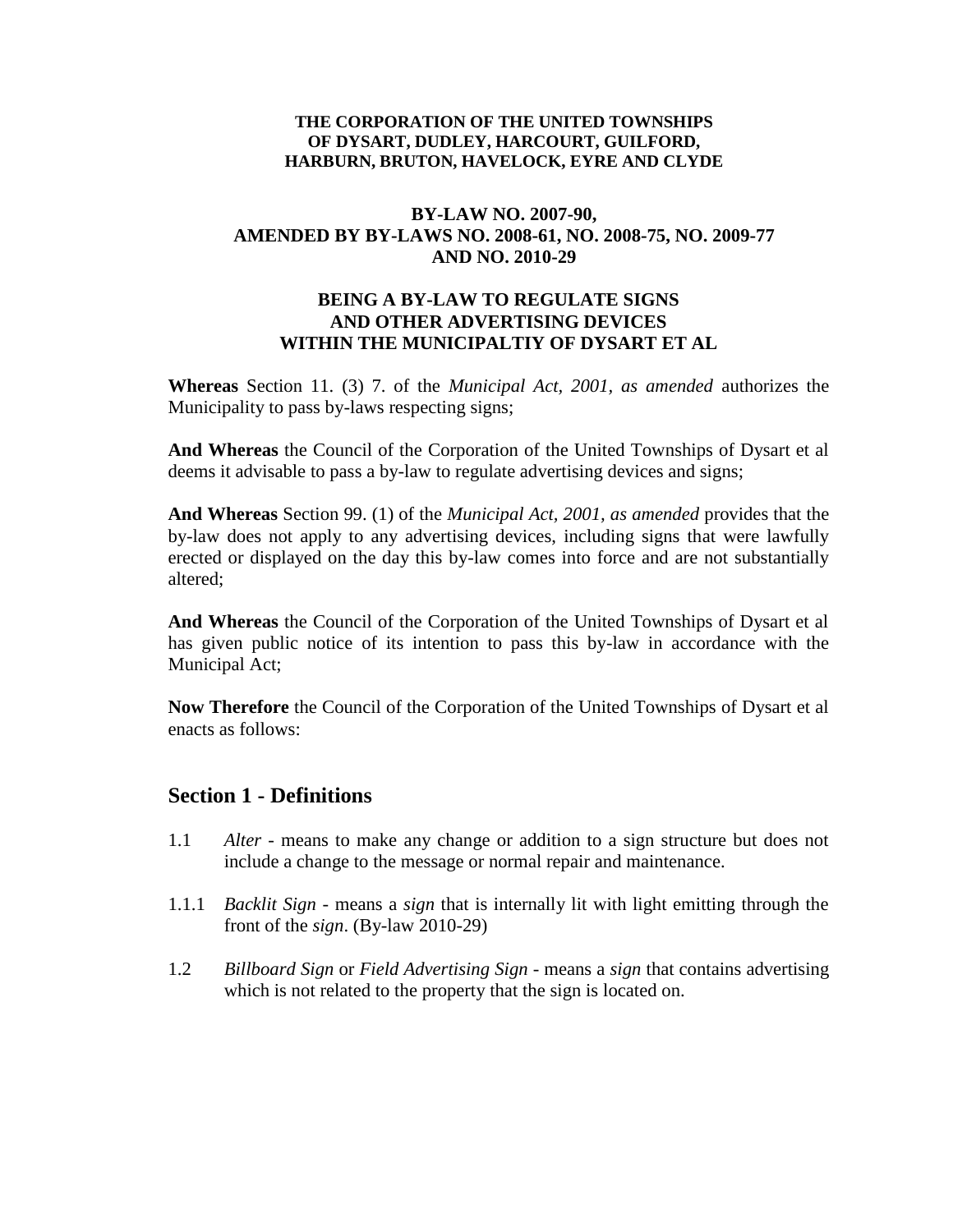**THE CORPORATION OF THE UNITED TOWNSHIPS OF DYSART, DUDLEY, HARCOURT, GUILFORD, HARBURN, BRUTON, HAVELOCK, EYRE AND CLYDE**

**BY-LAW NO. 2007-90, AMENDED BY BY-LAWS NO. 2008-61, NO. 2008-75, NO. 2009-77 AND NO. 2010-29**

**BEING A BY-LAW TO REGULATE SIGNS AND OTHER ADVERTISING DEVICES WITHIN THE MUNICIPALTIY OF DYSART ET AL**

**Whereas** Section 11. (3) 7. of the *Municipal Act, 2001, as amended* authorizes the Municipality to pass by-laws respecting signs;

**And Whereas** the Council of the Corporation of the United Townships of Dysart et al deems it advisable to pass a by-law to regulate advertising devices and signs;

**And Whereas** Section 99. (1) of the *Municipal Act, 2001, as amended* provides that the by-law does not apply to any advertising devices, including signs that were lawfully erected or displayed on the day this by-law comes into force and are not substantially altered;

**And Whereas** the Council of the Corporation of the United Townships of Dysart et al has given public notice of its intention to pass this by-law in accordance with the Municipal Act;

**Now Therefore** the Council of the Corporation of the United Townships of Dysart et al enacts as follows:

## Section 1 - Definitions

1.1 *Alter* - means to make any change or addition to a sign structure but does not include a change to the message or normal repair and maintenance.

1.1.1 *Backlit Sign* - means a *sign* that is internally lit with light emitting through the front of the *sign*. (By-law 2010-29)

1.2 *Billboard Sign* or *Field Advertising Sign* - means a *sign* that contains advertising which is not related to the property that the sign is located on.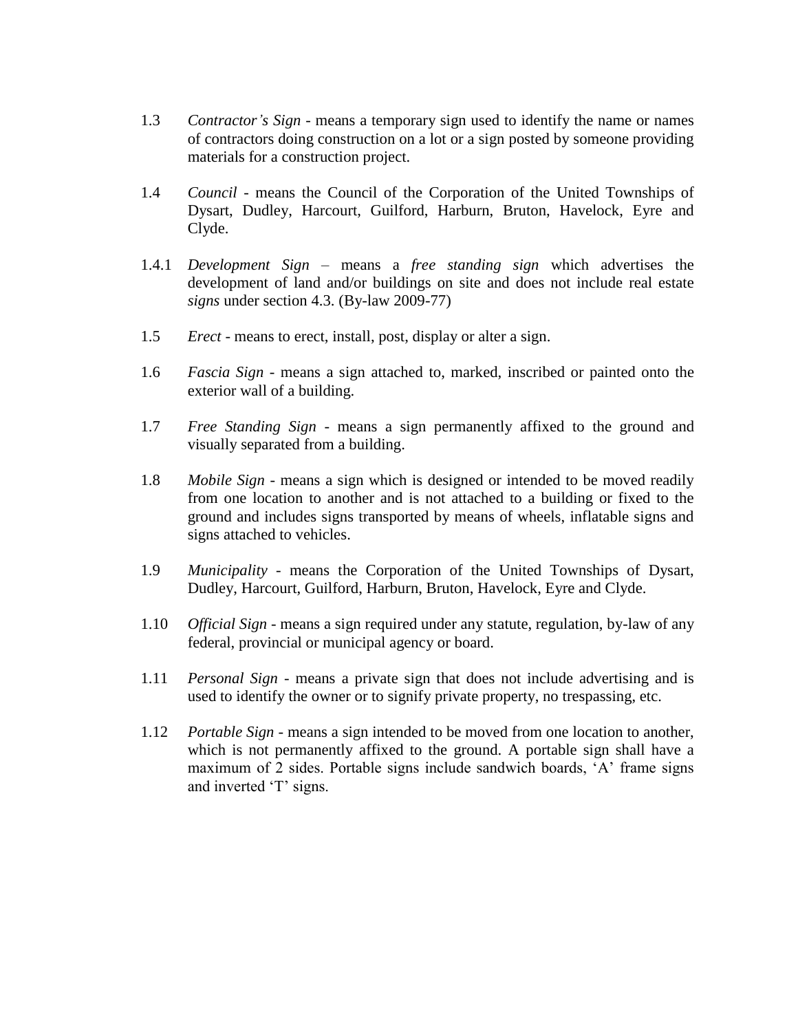1.3 *Contractor's Sign* - means a temporary sign used to identify the name or names of contractors doing construction on a lot or a sign posted by someone providing materials for a construction project.

1.4 *Council* - means the Council of the Corporation of the United Townships of Dysart, Dudley, Harcourt, Guilford, Harburn, Bruton, Havelock, Eyre and Clyde.

1.4.1 *Development Sign* – means a *free standing sign* which advertises the development of land and/or buildings on site and does not include real estate *signs* under section 4.3. (By-law 2009-77)

1.5 *Erect* - means to erect, install, post, display or alter a sign.

1.6 *Fascia Sign* - means a sign attached to, marked, inscribed or painted onto the exterior wall of a building.

1.7 *Free Standing Sign* - means a sign permanently affixed to the ground and visually separated from a building.

1.8 *Mobile Sign* - means a sign which is designed or intended to be moved readily from one location to another and is not attached to a building or fixed to the ground and includes signs transported by means of wheels, inflatable signs and signs attached to vehicles.

1.9 *Municipality* - means the Corporation of the United Townships of Dysart, Dudley, Harcourt, Guilford, Harburn, Bruton, Havelock, Eyre and Clyde.

1.10 *Official Sign* - means a sign required under any statute, regulation, by-law of any federal, provincial or municipal agency or board.

1.11 *Personal Sign* - means a private sign that does not include advertising and is used to identify the owner or to signify private property, no trespassing, etc.

1.12 *Portable Sign* - means a sign intended to be moved from one location to another, which is not permanently affixed to the ground. A portable sign shall have a maximum of 2 sides. Portable signs include sandwich boards, 'A' frame signs and inverted 'T' signs.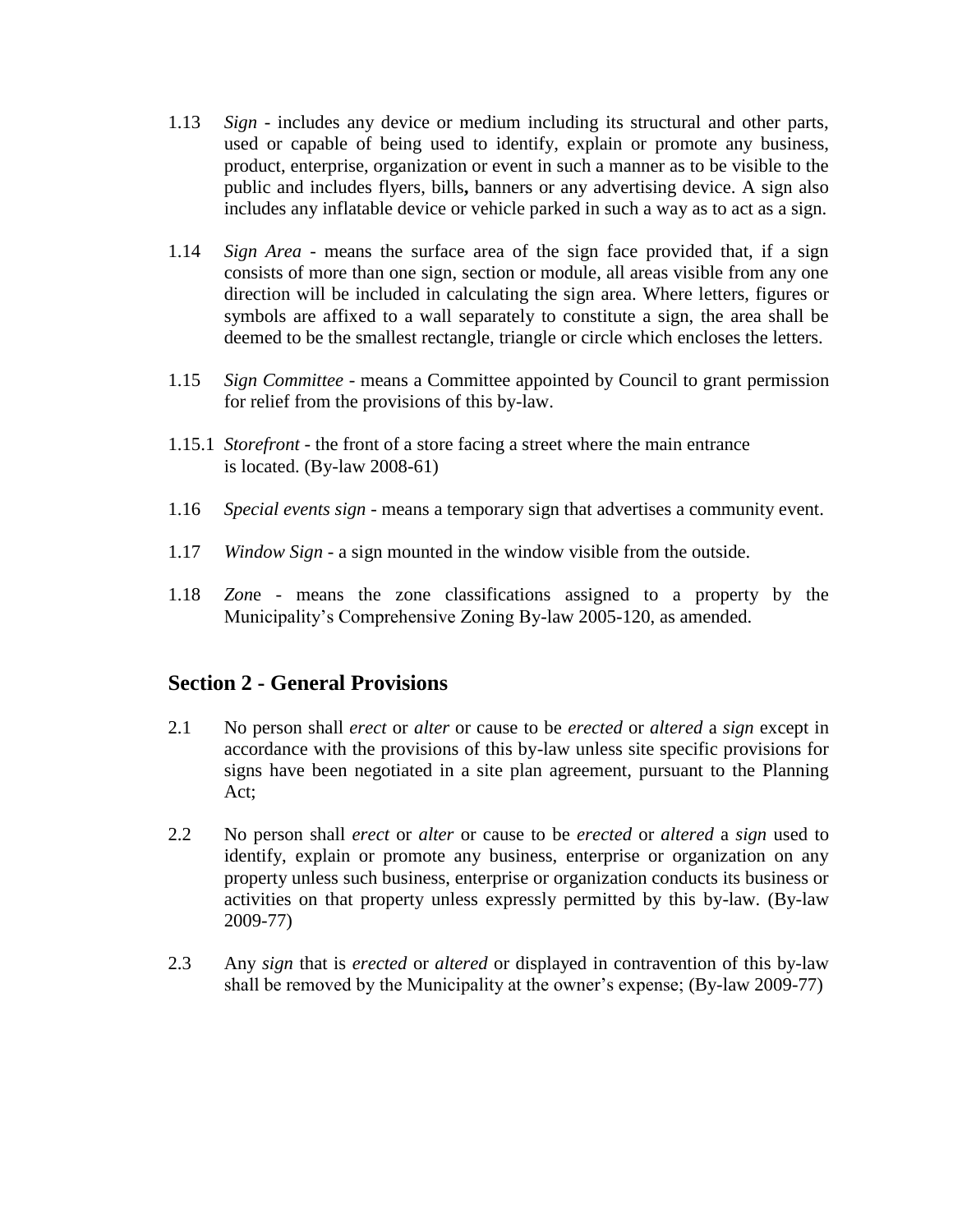1.13 *Sign* - includes any device or medium including its structural and other parts, used or capable of being used to identify, explain or promote any business, product, enterprise, organization or event in such a manner as to be visible to the public and includes flyers, bills**,** banners or any advertising device. A sign also includes any inflatable device or vehicle parked in such a way as to act as a sign.

1.14 *Sign Area* - means the surface area of the sign face provided that, if a sign consists of more than one sign, section or module, all areas visible from any one direction will be included in calculating the sign area. Where letters, figures or symbols are affixed to a wall separately to constitute a sign, the area shall be deemed to be the smallest rectangle, triangle or circle which encloses the letters.

1.15 *Sign Committee* - means a Committee appointed by Council to grant permission for relief from the provisions of this by-law.

1.15.1 *Storefront* - the front of a store facing a street where the main entrance is located. (By-law 2008-61)

1.16 *Special events sign* - means a temporary sign that advertises a community event.

1.17 *Window Sign* - a sign mounted in the window visible from the outside.

1.18 *Zon*e - means the zone classifications assigned to a property by the Municipality's Comprehensive Zoning By-law 2005-120, as amended.

## Section 2 - General Provisions

2.1 No person shall *erect* or *alter* or cause to be *erected* or *altered* a *sign* except in accordance with the provisions of this by-law unless site specific provisions for signs have been negotiated in a site plan agreement, pursuant to the Planning Act;

2.2 No person shall *erect* or *alter* or cause to be *erected* or *altered* a *sign* used to identify, explain or promote any business, enterprise or organization on any property unless such business, enterprise or organization conducts its business or activities on that property unless expressly permitted by this by-law. (By-law 2009-77)

2.3 Any *sign* that is *erected* or *altered* or displayed in contravention of this by-law shall be removed by the Municipality at the owner's expense; (By-law 2009-77)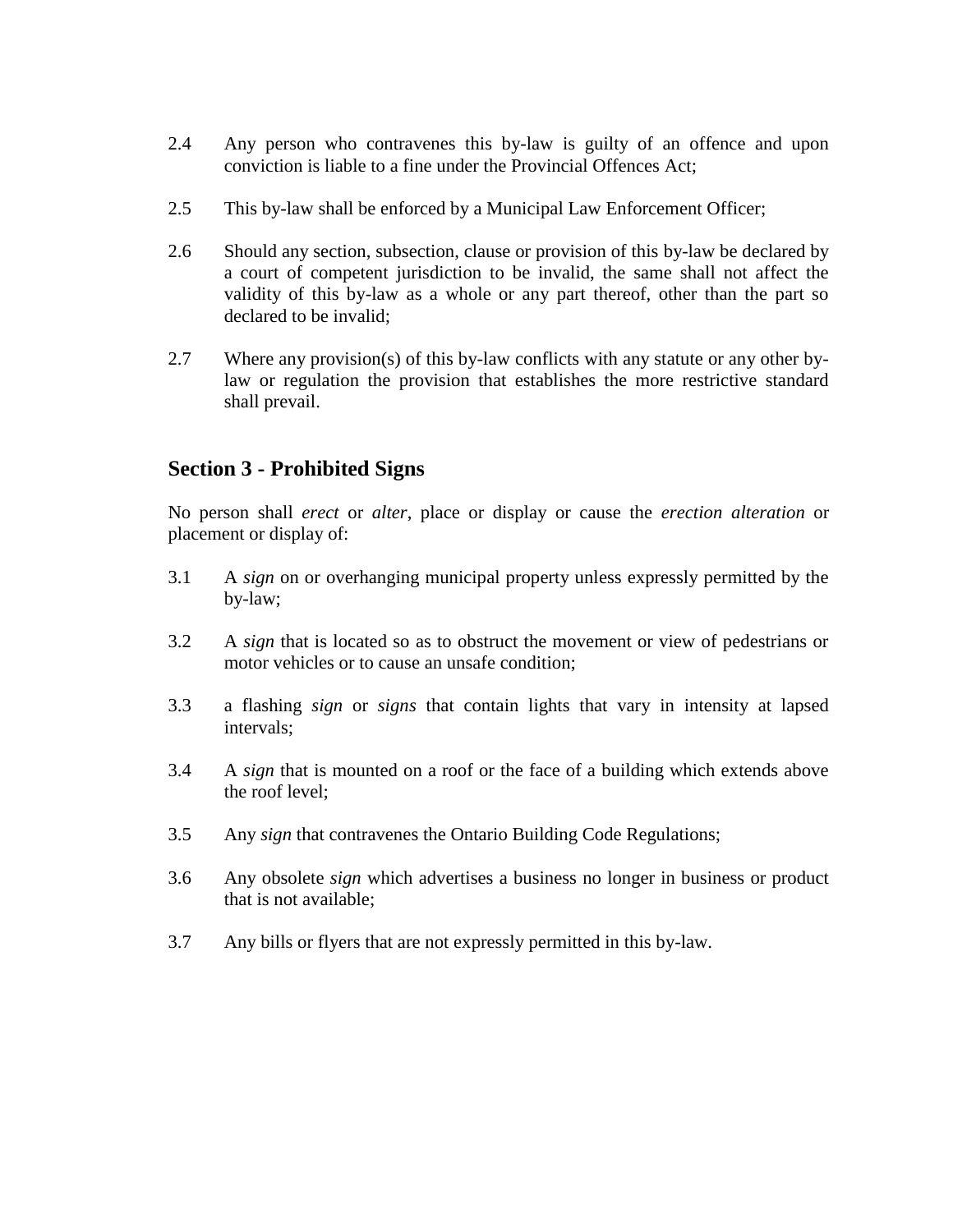2.4 Any person who contravenes this by-law is guilty of an offence and upon conviction is liable to a fine under the Provincial Offences Act;

2.5 This by-law shall be enforced by a Municipal Law Enforcement Officer;

2.6 Should any section, subsection, clause or provision of this by-law be declared by a court of competent jurisdiction to be invalid, the same shall not affect the validity of this by-law as a whole or any part thereof, other than the part so declared to be invalid;

2.7 Where any provision(s) of this by-law conflicts with any statute or any other by-law or regulation the provision that establishes the more restrictive standard shall prevail.

## Section 3 - Prohibited Signs

No person shall *erect* or *alter*, place or display or cause the *erection alteration* or placement or display of:

3.1 A *sign* on or overhanging municipal property unless expressly permitted by the by-law;

3.2 A *sign* that is located so as to obstruct the movement or view of pedestrians or motor vehicles or to cause an unsafe condition;

3.3 a flashing *sign* or *signs* that contain lights that vary in intensity at lapsed intervals;

3.4 A *sign* that is mounted on a roof or the face of a building which extends above the roof level;

3.5 Any *sign* that contravenes the Ontario Building Code Regulations;

3.6 Any obsolete *sign* which advertises a business no longer in business or product that is not available;

3.7 Any bills or flyers that are not expressly permitted in this by-law.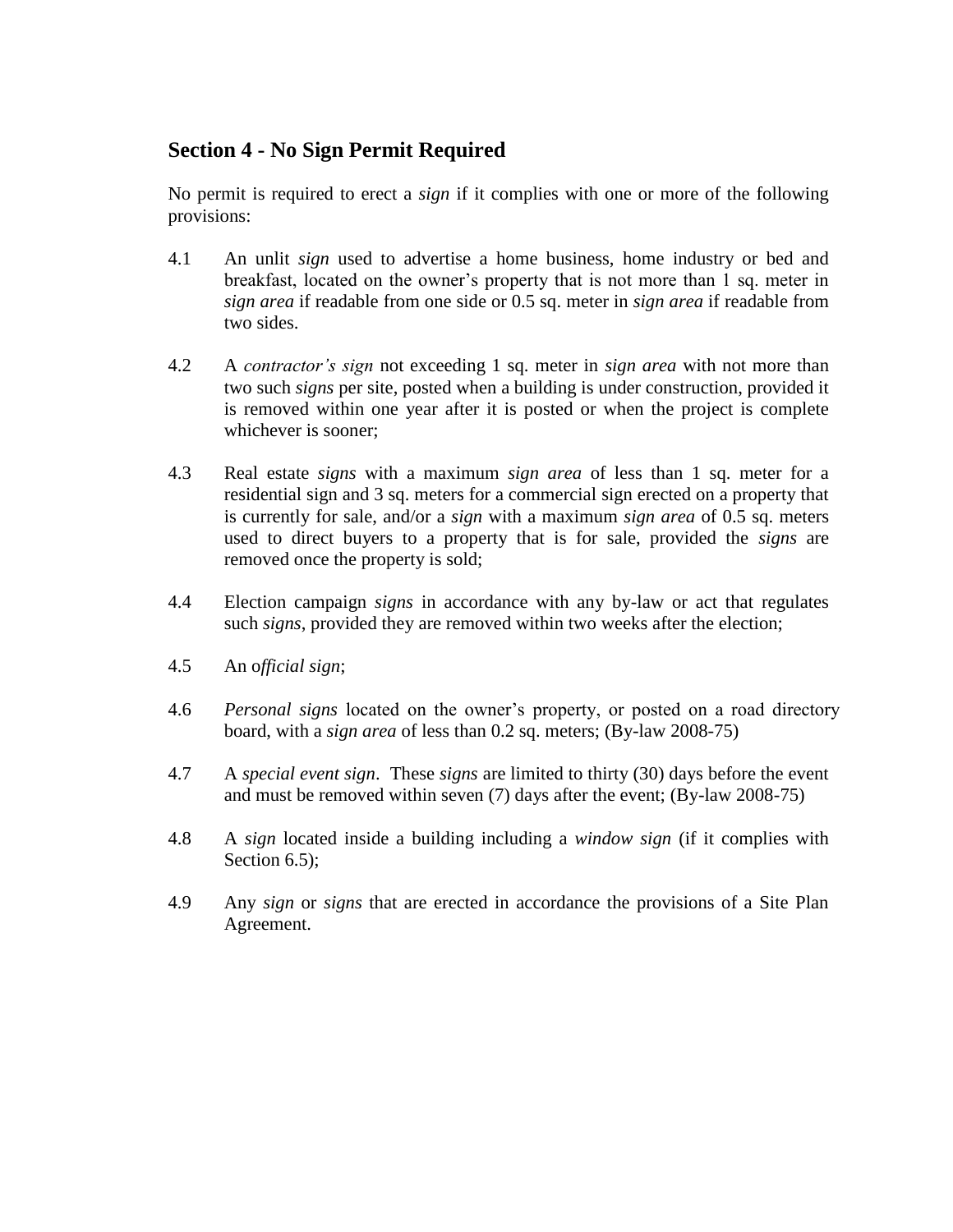## Section 4 - No Sign Permit Required

No permit is required to erect a *sign* if it complies with one or more of the following provisions:

4.1 An unlit *sign* used to advertise a home business, home industry or bed and breakfast, located on the owner's property that is not more than 1 sq. meter in *sign area* if readable from one side or 0.5 sq. meter in *sign area* if readable from two sides.

4.2 A *contractor's sign* not exceeding 1 sq. meter in *sign area* with not more than two such *signs* per site, posted when a building is under construction, provided it is removed within one year after it is posted or when the project is complete whichever is sooner;

4.3 Real estate *signs* with a maximum *sign area* of less than 1 sq. meter for a residential sign and 3 sq. meters for a commercial sign erected on a property that is currently for sale, and/or a *sign* with a maximum *sign area* of 0.5 sq. meters used to direct buyers to a property that is for sale, provided the *signs* are removed once the property is sold;

4.4 Election campaign *signs* in accordance with any by-law or act that regulates such *signs*, provided they are removed within two weeks after the election;

4.5 An o*fficial sign*;

4.6 *Personal signs* located on the owner's property, or posted on a road directory board, with a *sign area* of less than 0.2 sq. meters; (By-law 2008-75)

4.7 A *special event sign*. These *signs* are limited to thirty (30) days before the event and must be removed within seven (7) days after the event; (By-law 2008-75)

4.8 A *sign* located inside a building including a *window sign* (if it complies with Section 6.5);

4.9 Any *sign* or *signs* that are erected in accordance the provisions of a Site Plan Agreement.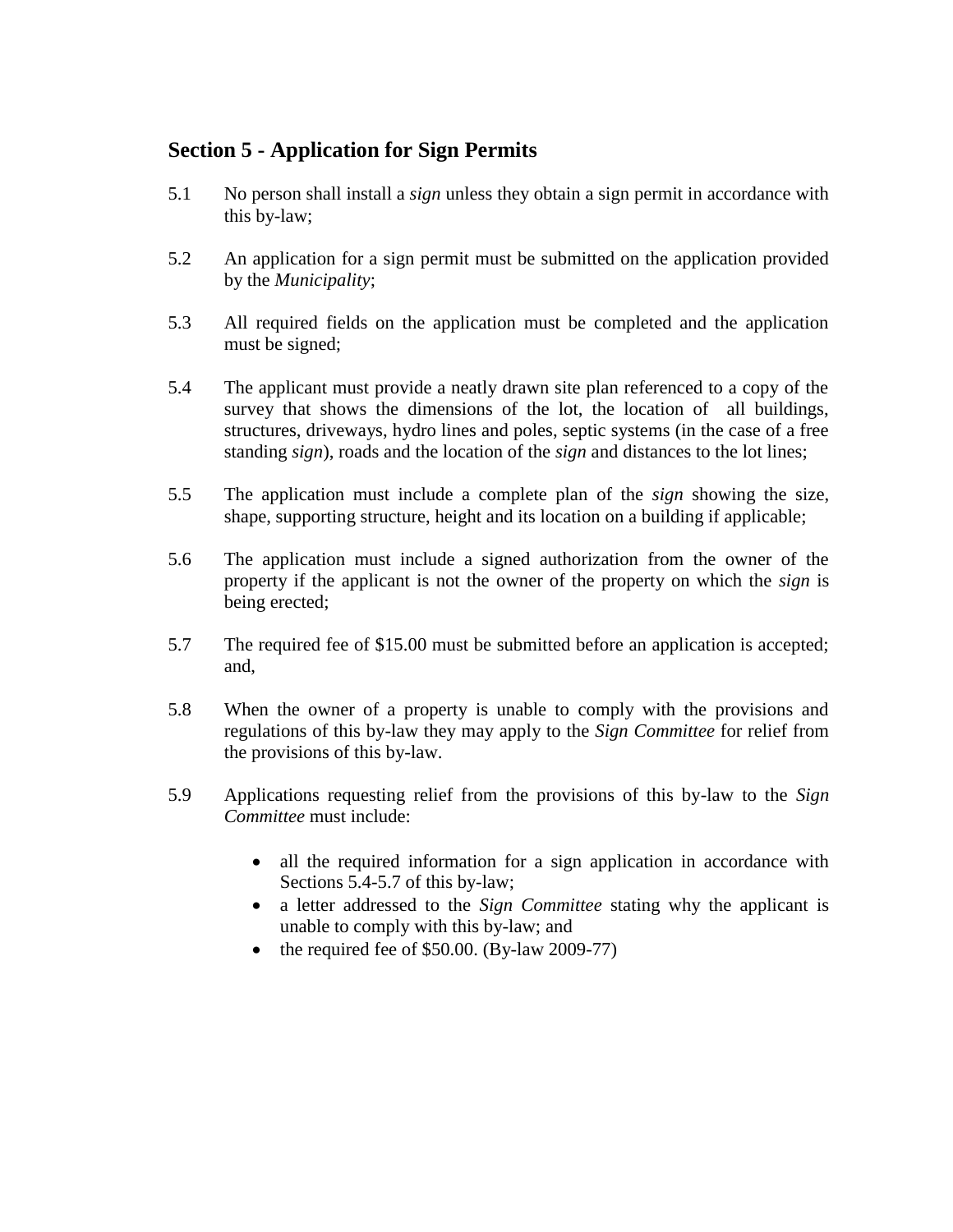## Section 5 - Application for Sign Permits

5.1 No person shall install a *sign* unless they obtain a sign permit in accordance with this by-law;

5.2 An application for a sign permit must be submitted on the application provided by the *Municipality*;

5.3 All required fields on the application must be completed and the application must be signed;

5.4 The applicant must provide a neatly drawn site plan referenced to a copy of the survey that shows the dimensions of the lot, the location of all buildings, structures, driveways, hydro lines and poles, septic systems (in the case of a free standing *sign*), roads and the location of the *sign* and distances to the lot lines;

5.5 The application must include a complete plan of the *sign* showing the size, shape, supporting structure, height and its location on a building if applicable;

5.6 The application must include a signed authorization from the owner of the property if the applicant is not the owner of the property on which the *sign* is being erected;

5.7 The required fee of $15.00 must be submitted before an application is accepted; and,

5.8 When the owner of a property is unable to comply with the provisions and regulations of this by-law they may apply to the *Sign Committee* for relief from the provisions of this by-law.

5.9 Applications requesting relief from the provisions of this by-law to the *Sign Committee* must include:

- all the required information for a sign application in accordance with Sections 5.4-5.7 of this by-law;
- a letter addressed to the *Sign Committee* stating why the applicant is unable to comply with this by-law; and
- the required fee of $50.00. (By-law 2009-77)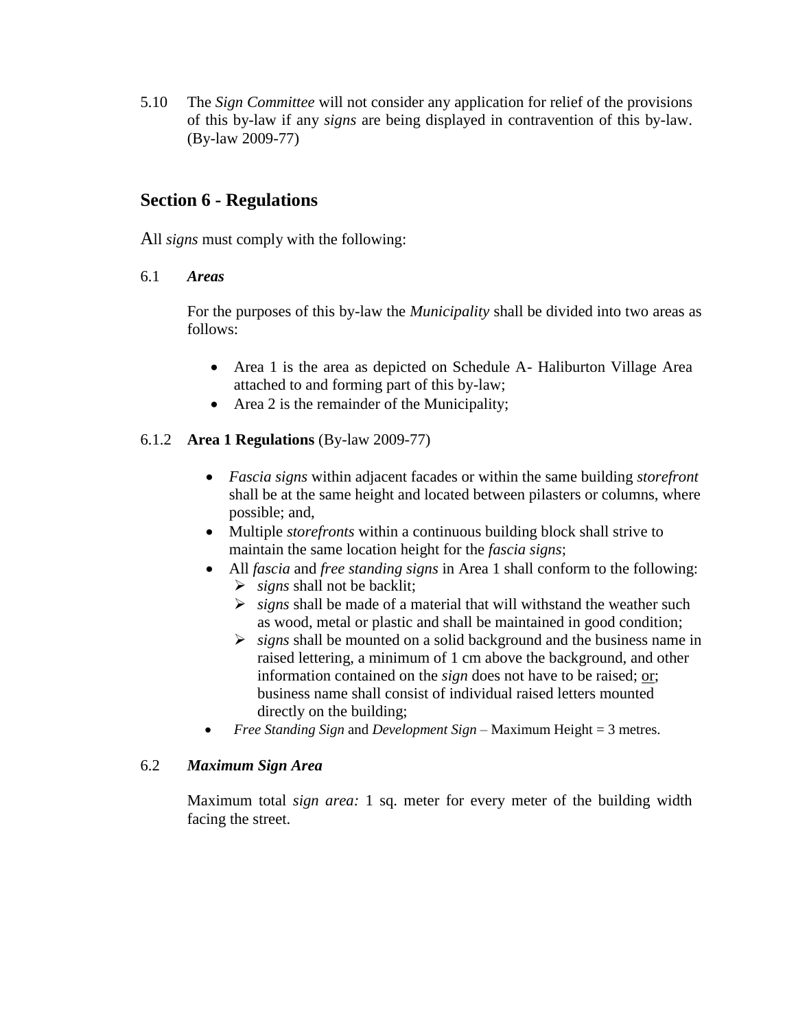5.10 The *Sign Committee* will not consider any application for relief of the provisions of this by-law if any *signs* are being displayed in contravention of this by-law. (By-law 2009-77)

## Section 6 - Regulations

All *signs* must comply with the following:

### 6.1 *Areas*

For the purposes of this by-law the *Municipality* shall be divided into two areas as follows:

- Area 1 is the area as depicted on Schedule A- Haliburton Village Area attached to and forming part of this by-law;
- Area 2 is the remainder of the Municipality;

### 6.1.2 **Area 1 Regulations** (By-law 2009-77)

- *Fascia signs* within adjacent facades or within the same building *storefront* shall be at the same height and located between pilasters or columns, where possible; and,
- Multiple *storefronts* within a continuous building block shall strive to maintain the same location height for the *fascia signs*;
- All *fascia* and *free standing signs* in Area 1 shall conform to the following:
  - *signs* shall not be backlit;
  - *signs* shall be made of a material that will withstand the weather such as wood, metal or plastic and shall be maintained in good condition;
  - *signs* shall be mounted on a solid background and the business name in raised lettering, a minimum of 1 cm above the background, and other information contained on the *sign* does not have to be raised; <u>or</u>; business name shall consist of individual raised letters mounted directly on the building;
- *Free Standing Sign* and *Development Sign* – Maximum Height = 3 metres.

### 6.2 *Maximum Sign Area*

Maximum total *sign area:* 1 sq. meter for every meter of the building width facing the street.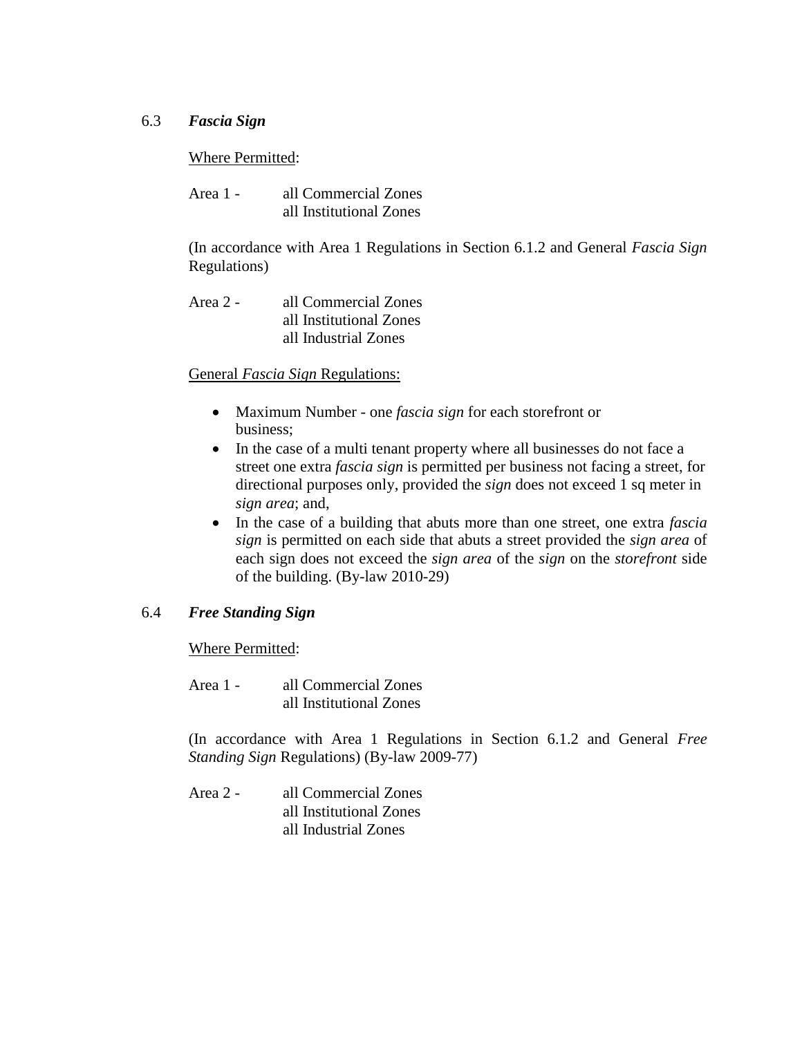### 6.3 ***Fascia Sign***

<u>Where Permitted</u>:

Area 1 - all Commercial Zones
all Institutional Zones

(In accordance with Area 1 Regulations in Section 6.1.2 and General *Fascia Sign* Regulations)

Area 2 - all Commercial Zones
all Institutional Zones
all Industrial Zones

<u>General *Fascia Sign* Regulations:</u>

- Maximum Number - one *fascia sign* for each storefront or business;
- In the case of a multi tenant property where all businesses do not face a street one extra *fascia sign* is permitted per business not facing a street, for directional purposes only, provided the *sign* does not exceed 1 sq meter in *sign area*; and,
- In the case of a building that abuts more than one street, one extra *fascia sign* is permitted on each side that abuts a street provided the *sign area* of each sign does not exceed the *sign area* of the *sign* on the *storefront* side of the building. (By-law 2010-29)

### 6.4 ***Free Standing Sign***

<u>Where Permitted</u>:

Area 1 - all Commercial Zones
all Institutional Zones

(In accordance with Area 1 Regulations in Section 6.1.2 and General *Free Standing Sign* Regulations) (By-law 2009-77)

Area 2 - all Commercial Zones
all Institutional Zones
all Industrial Zones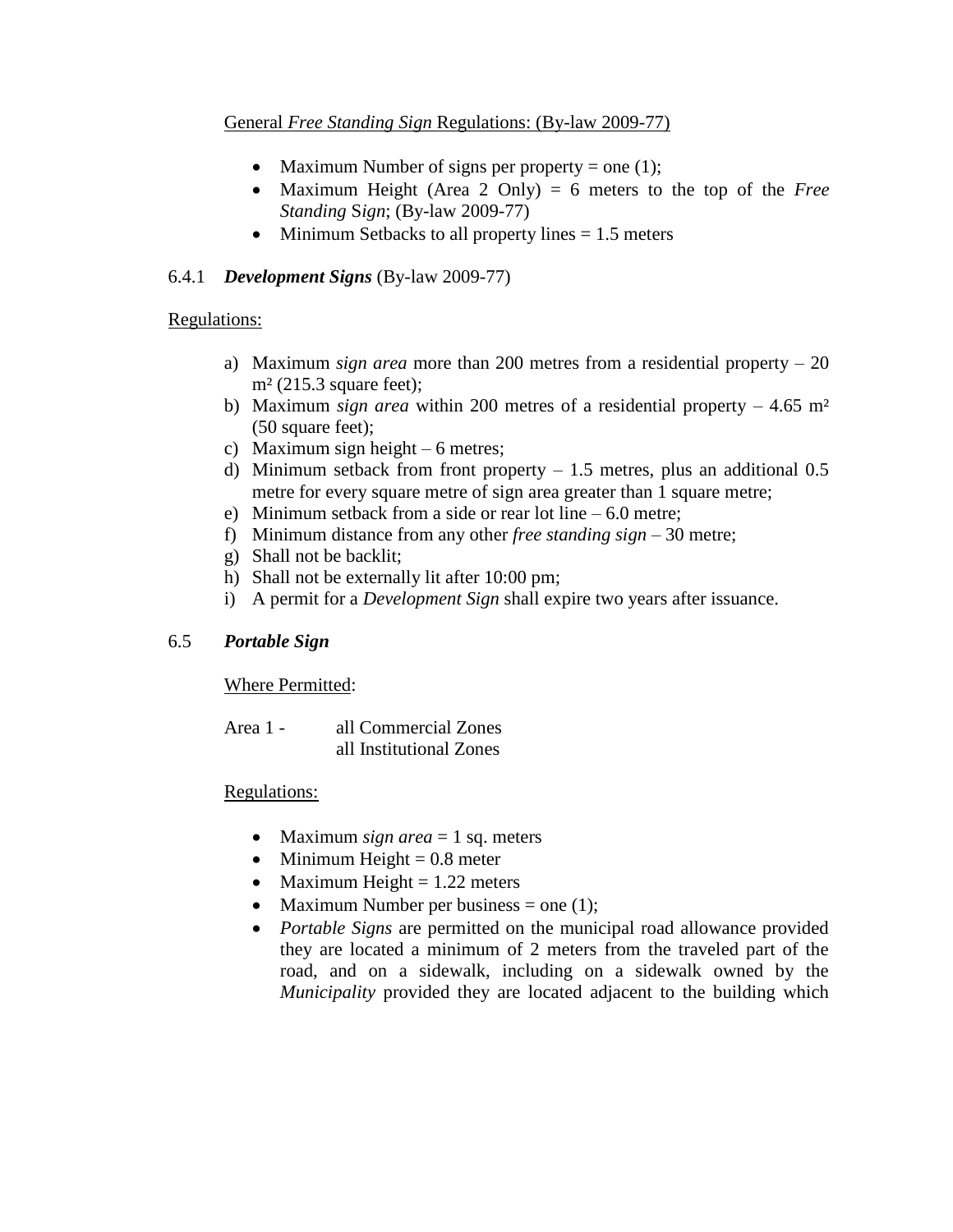General *Free Standing Sign* Regulations: (By-law 2009-77)

- Maximum Number of signs per property = one (1);
- Maximum Height (Area 2 Only) = 6 meters to the top of the *Free Standing Sign*; (By-law 2009-77)
- Minimum Setbacks to all property lines = 1.5 meters

6.4.1 ***Development Signs*** (By-law 2009-77)

Regulations:

a) Maximum *sign area* more than 200 metres from a residential property – 20 m² (215.3 square feet);
b) Maximum *sign area* within 200 metres of a residential property – 4.65 m² (50 square feet);
c) Maximum sign height – 6 metres;
d) Minimum setback from front property – 1.5 metres, plus an additional 0.5 metre for every square metre of sign area greater than 1 square metre;
e) Minimum setback from a side or rear lot line – 6.0 metre;
f) Minimum distance from any other *free standing sign* – 30 metre;
g) Shall not be backlit;
h) Shall not be externally lit after 10:00 pm;
i) A permit for a *Development Sign* shall expire two years after issuance.

6.5 ***Portable Sign***

Where Permitted:

Area 1 - all Commercial Zones
all Institutional Zones

Regulations:

- Maximum *sign area* = 1 sq. meters
- Minimum Height = 0.8 meter
- Maximum Height = 1.22 meters
- Maximum Number per business = one (1);
- *Portable Signs* are permitted on the municipal road allowance provided they are located a minimum of 2 meters from the traveled part of the road, and on a sidewalk, including on a sidewalk owned by the *Municipality* provided they are located adjacent to the building which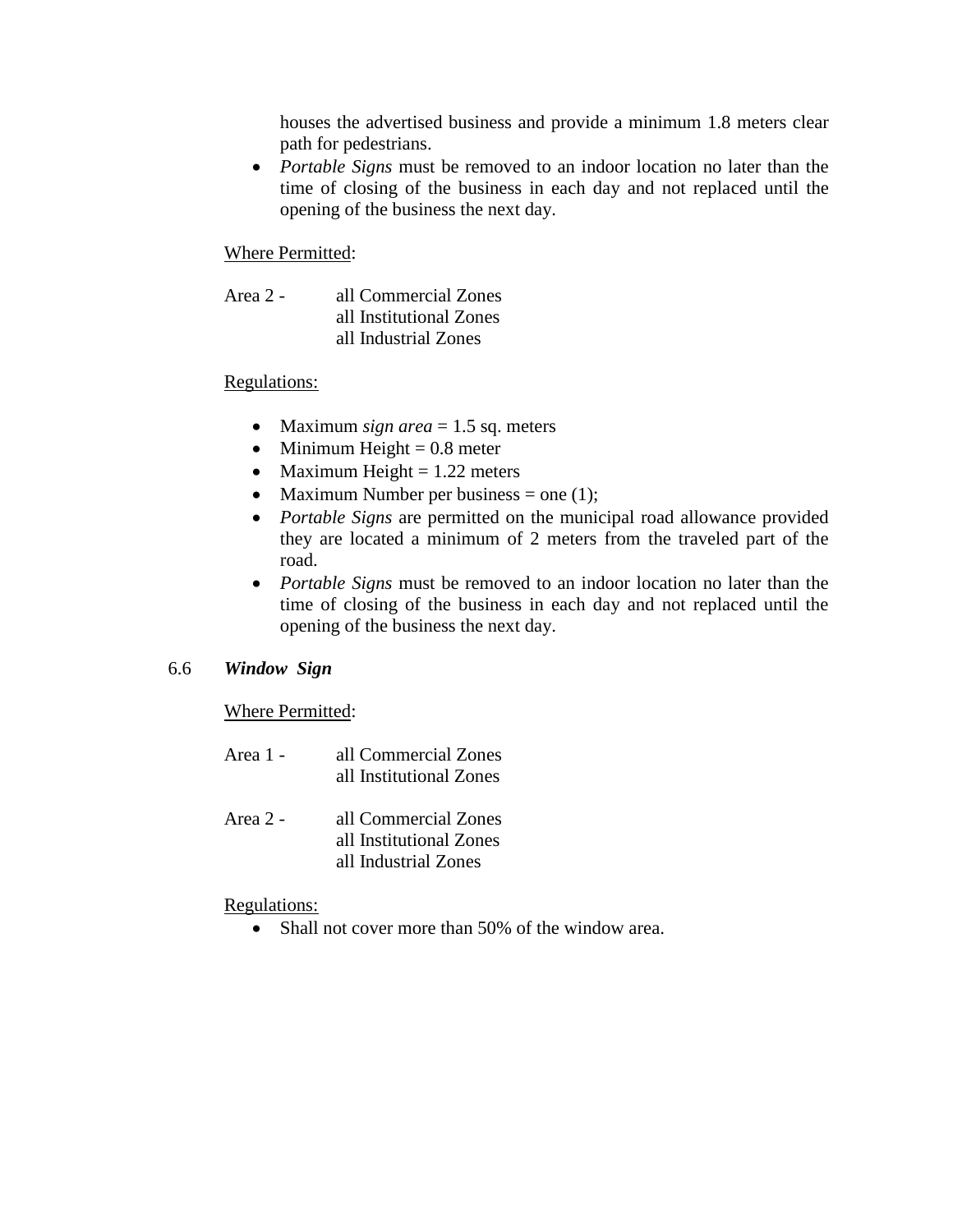houses the advertised business and provide a minimum 1.8 meters clear path for pedestrians.

- *Portable Signs* must be removed to an indoor location no later than the time of closing of the business in each day and not replaced until the opening of the business the next day.

<u>Where Permitted</u>:

Area 2 - all Commercial Zones
all Institutional Zones
all Industrial Zones

<u>Regulations:</u>

- Maximum *sign area* = 1.5 sq. meters
- Minimum Height = 0.8 meter
- Maximum Height = 1.22 meters
- Maximum Number per business = one (1);
- *Portable Signs* are permitted on the municipal road allowance provided they are located a minimum of 2 meters from the traveled part of the road.
- *Portable Signs* must be removed to an indoor location no later than the time of closing of the business in each day and not replaced until the opening of the business the next day.

### 6.6 ***Window Sign***

<u>Where Permitted</u>:

Area 1 - all Commercial Zones
all Institutional Zones

Area 2 - all Commercial Zones
all Institutional Zones
all Industrial Zones

<u>Regulations:</u>

- Shall not cover more than 50% of the window area.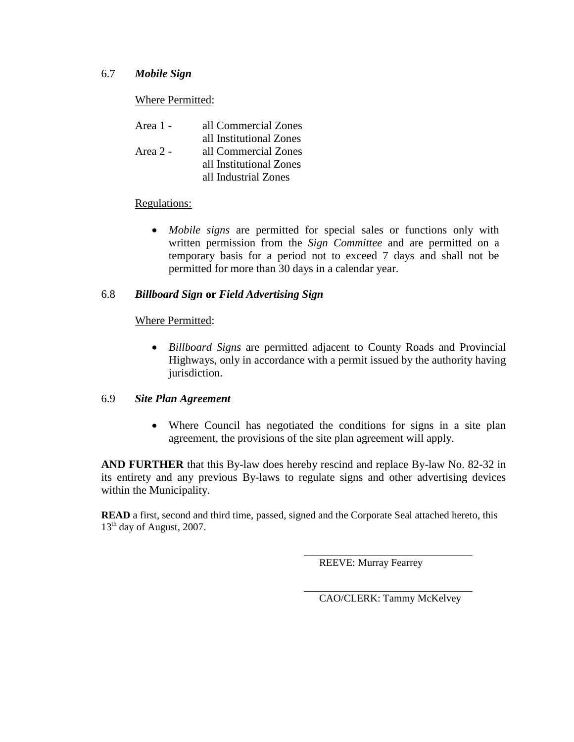### 6.7 *Mobile Sign*

Where Permitted:

| | |
|---|---|
| Area 1 - | all Commercial Zones |
| | all Institutional Zones |
| Area 2 - | all Commercial Zones |
| | all Institutional Zones |
| | all Industrial Zones |

Regulations:

- *Mobile signs* are permitted for special sales or functions only with written permission from the *Sign Committee* and are permitted on a temporary basis for a period not to exceed 7 days and shall not be permitted for more than 30 days in a calendar year.

### 6.8 *Billboard Sign* or *Field Advertising Sign*

Where Permitted:

- *Billboard Signs* are permitted adjacent to County Roads and Provincial Highways, only in accordance with a permit issued by the authority having jurisdiction.

### 6.9 *Site Plan Agreement*

- Where Council has negotiated the conditions for signs in a site plan agreement, the provisions of the site plan agreement will apply.

**AND FURTHER** that this By-law does hereby rescind and replace By-law No. 82-32 in its entirety and any previous By-laws to regulate signs and other advertising devices within the Municipality.

**READ** a first, second and third time, passed, signed and the Corporate Seal attached hereto, this 13th day of August, 2007.

REEVE: Murray Fearrey

CAO/CLERK: Tammy McKelvey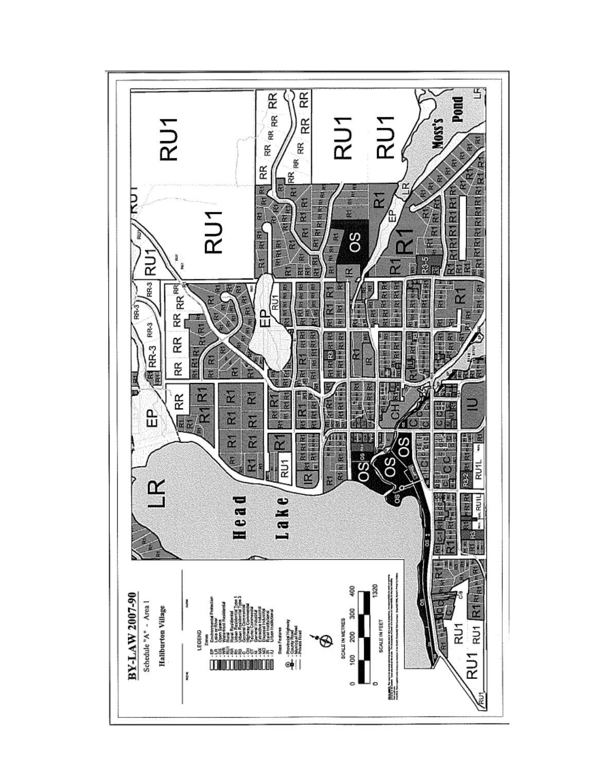# BY-LAW 2007-90

Schedule "A" - Area 1

Haliburton Village

LEGEND

Zones

- EP - Environmental Protection
- LR - Lake or River
- OS - Open Space
- RR - Rural Residential
- RU1 - Rural
- R1 - Urban Residential Type 1
- R3 - Urban Residential Type 3
- C - General Commercial
- CH - Highway Commercial
- M - General Industrial
- IR - Rural Institutional
- IU - Urban Institutional

Base Features

- Provincial Highway
- County Road
- Municipal Road
- Private Road

SCALE IN METRES

0 100 200 300 400

SCALE IN FEET

0 1320

Head Lake

Moss's Pond